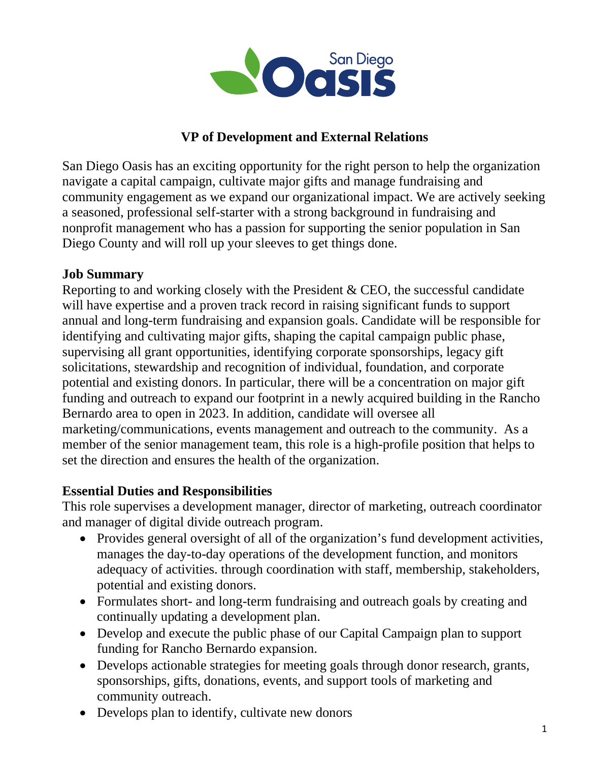San Diego Oasis

# VP of Development and External Relations

San Diego Oasis has an exciting opportunity for the right person to help the organization navigate a capital campaign, cultivate major gifts and manage fundraising and community engagement as we expand our organizational impact. We are actively seeking a seasoned, professional self-starter with a strong background in fundraising and nonprofit management who has a passion for supporting the senior population in San Diego County and will roll up your sleeves to get things done.

## Job Summary

Reporting to and working closely with the President & CEO, the successful candidate will have expertise and a proven track record in raising significant funds to support annual and long-term fundraising and expansion goals. Candidate will be responsible for identifying and cultivating major gifts, shaping the capital campaign public phase, supervising all grant opportunities, identifying corporate sponsorships, legacy gift solicitations, stewardship and recognition of individual, foundation, and corporate potential and existing donors. In particular, there will be a concentration on major gift funding and outreach to expand our footprint in a newly acquired building in the Rancho Bernardo area to open in 2023. In addition, candidate will oversee all marketing/communications, events management and outreach to the community. As a member of the senior management team, this role is a high-profile position that helps to set the direction and ensures the health of the organization.

## Essential Duties and Responsibilities

This role supervises a development manager, director of marketing, outreach coordinator and manager of digital divide outreach program.

- Provides general oversight of all of the organization's fund development activities, manages the day-to-day operations of the development function, and monitors adequacy of activities. through coordination with staff, membership, stakeholders, potential and existing donors.
- Formulates short- and long-term fundraising and outreach goals by creating and continually updating a development plan.
- Develop and execute the public phase of our Capital Campaign plan to support funding for Rancho Bernardo expansion.
- Develops actionable strategies for meeting goals through donor research, grants, sponsorships, gifts, donations, events, and support tools of marketing and community outreach.
- Develops plan to identify, cultivate new donors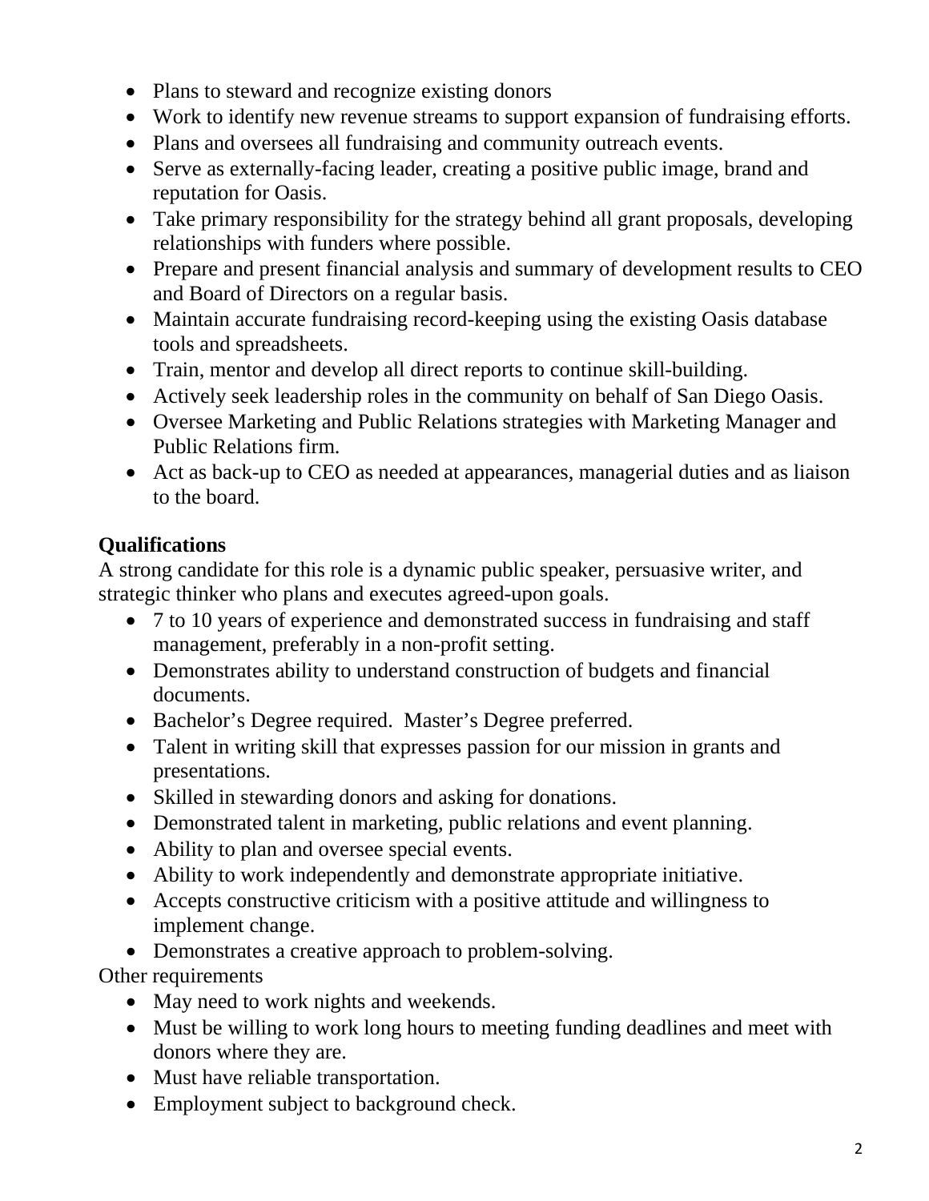- Plans to steward and recognize existing donors
- Work to identify new revenue streams to support expansion of fundraising efforts.
- Plans and oversees all fundraising and community outreach events.
- Serve as externally-facing leader, creating a positive public image, brand and reputation for Oasis.
- Take primary responsibility for the strategy behind all grant proposals, developing relationships with funders where possible.
- Prepare and present financial analysis and summary of development results to CEO and Board of Directors on a regular basis.
- Maintain accurate fundraising record-keeping using the existing Oasis database tools and spreadsheets.
- Train, mentor and develop all direct reports to continue skill-building.
- Actively seek leadership roles in the community on behalf of San Diego Oasis.
- Oversee Marketing and Public Relations strategies with Marketing Manager and Public Relations firm.
- Act as back-up to CEO as needed at appearances, managerial duties and as liaison to the board.

**Qualifications**

A strong candidate for this role is a dynamic public speaker, persuasive writer, and strategic thinker who plans and executes agreed-upon goals.

- 7 to 10 years of experience and demonstrated success in fundraising and staff management, preferably in a non-profit setting.
- Demonstrates ability to understand construction of budgets and financial documents.
- Bachelor's Degree required. Master's Degree preferred.
- Talent in writing skill that expresses passion for our mission in grants and presentations.
- Skilled in stewarding donors and asking for donations.
- Demonstrated talent in marketing, public relations and event planning.
- Ability to plan and oversee special events.
- Ability to work independently and demonstrate appropriate initiative.
- Accepts constructive criticism with a positive attitude and willingness to implement change.
- Demonstrates a creative approach to problem-solving.

Other requirements

- May need to work nights and weekends.
- Must be willing to work long hours to meeting funding deadlines and meet with donors where they are.
- Must have reliable transportation.
- Employment subject to background check.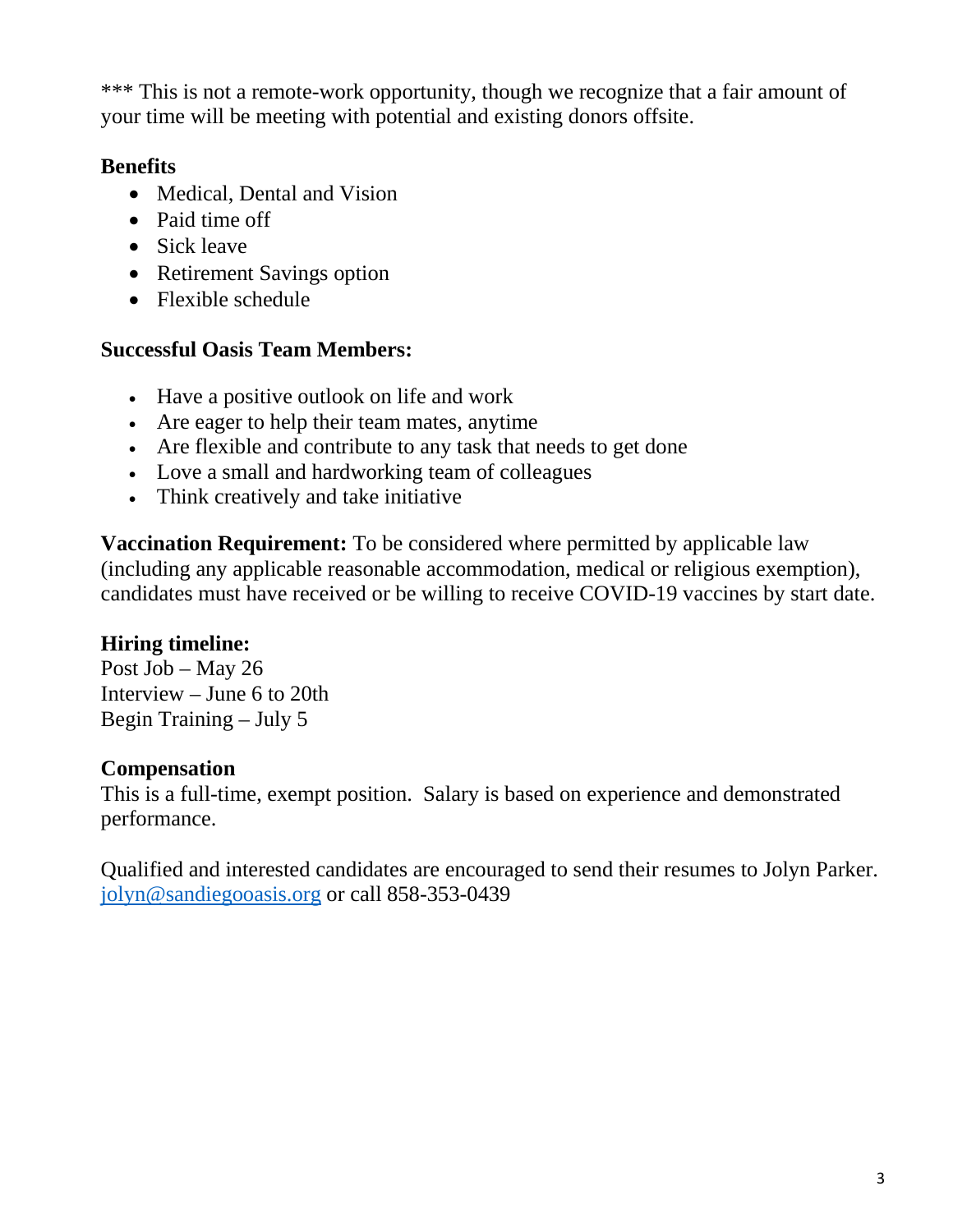*** This is not a remote-work opportunity, though we recognize that a fair amount of your time will be meeting with potential and existing donors offsite.

**Benefits**

- Medical, Dental and Vision
- Paid time off
- Sick leave
- Retirement Savings option
- Flexible schedule

**Successful Oasis Team Members:**

- Have a positive outlook on life and work
- Are eager to help their team mates, anytime
- Are flexible and contribute to any task that needs to get done
- Love a small and hardworking team of colleagues
- Think creatively and take initiative

**Vaccination Requirement:** To be considered where permitted by applicable law (including any applicable reasonable accommodation, medical or religious exemption), candidates must have received or be willing to receive COVID-19 vaccines by start date.

**Hiring timeline:**
Post Job – May 26
Interview – June 6 to 20th
Begin Training – July 5

**Compensation**
This is a full-time, exempt position. Salary is based on experience and demonstrated performance.

Qualified and interested candidates are encouraged to send their resumes to Jolyn Parker. [jolyn@sandiegooasis.org](mailto:jolyn@sandiegooasis.org) or call 858-353-0439